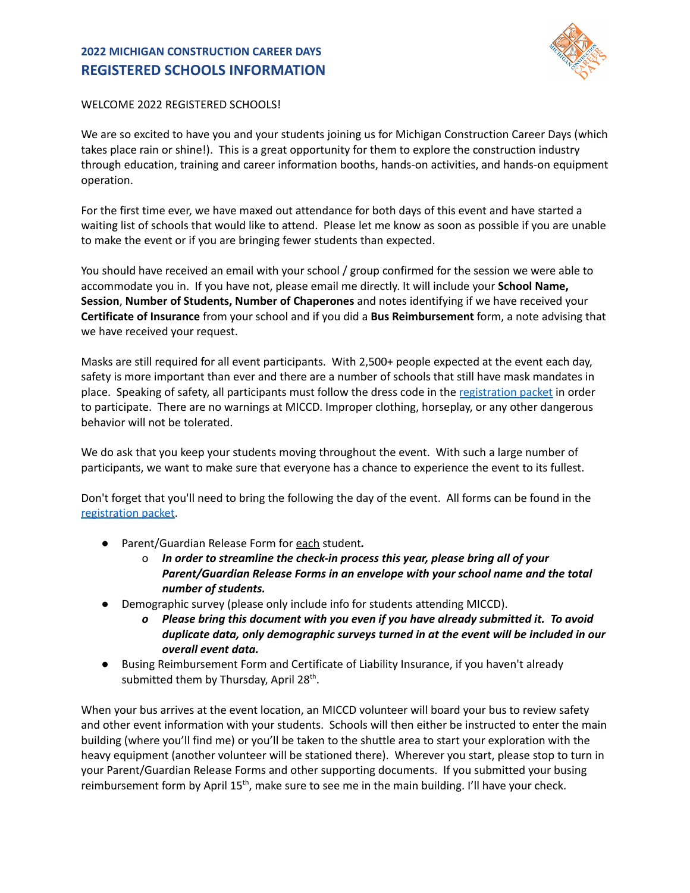## 2022 MICHIGAN CONSTRUCTION CAREER DAYS
# REGISTERED SCHOOLS INFORMATION

WELCOME 2022 REGISTERED SCHOOLS!

We are so excited to have you and your students joining us for Michigan Construction Career Days (which takes place rain or shine!). This is a great opportunity for them to explore the construction industry through education, training and career information booths, hands-on activities, and hands-on equipment operation.

For the first time ever, we have maxed out attendance for both days of this event and have started a waiting list of schools that would like to attend. Please let me know as soon as possible if you are unable to make the event or if you are bringing fewer students than expected.

You should have received an email with your school / group confirmed for the session we were able to accommodate you in. If you have not, please email me directly. It will include your **School Name, Session**, **Number of Students, Number of Chaperones** and notes identifying if we have received your **Certificate of Insurance** from your school and if you did a **Bus Reimbursement** form, a note advising that we have received your request.

Masks are still required for all event participants. With 2,500+ people expected at the event each day, safety is more important than ever and there are a number of schools that still have mask mandates in place. Speaking of safety, all participants must follow the dress code in the [registration packet] in order to participate. There are no warnings at MICCD. Improper clothing, horseplay, or any other dangerous behavior will not be tolerated.

We do ask that you keep your students moving throughout the event. With such a large number of participants, we want to make sure that everyone has a chance to experience the event to its fullest.

Don't forget that you'll need to bring the following the day of the event. All forms can be found in the [registration packet].

- Parent/Guardian Release Form for <u>each</u> student.
  - ***In order to streamline the check-in process this year, please bring all of your Parent/Guardian Release Forms in an envelope with your school name and the total number of students.***
- Demographic survey (please only include info for students attending MICCD).
  - ***Please bring this document with you even if you have already submitted it. To avoid duplicate data, only demographic surveys turned in at the event will be included in our overall event data.***
- Busing Reimbursement Form and Certificate of Liability Insurance, if you haven't already submitted them by Thursday, April 28th.

When your bus arrives at the event location, an MICCD volunteer will board your bus to review safety and other event information with your students. Schools will then either be instructed to enter the main building (where you'll find me) or you'll be taken to the shuttle area to start your exploration with the heavy equipment (another volunteer will be stationed there). Wherever you start, please stop to turn in your Parent/Guardian Release Forms and other supporting documents. If you submitted your busing reimbursement form by April 15th, make sure to see me in the main building. I'll have your check.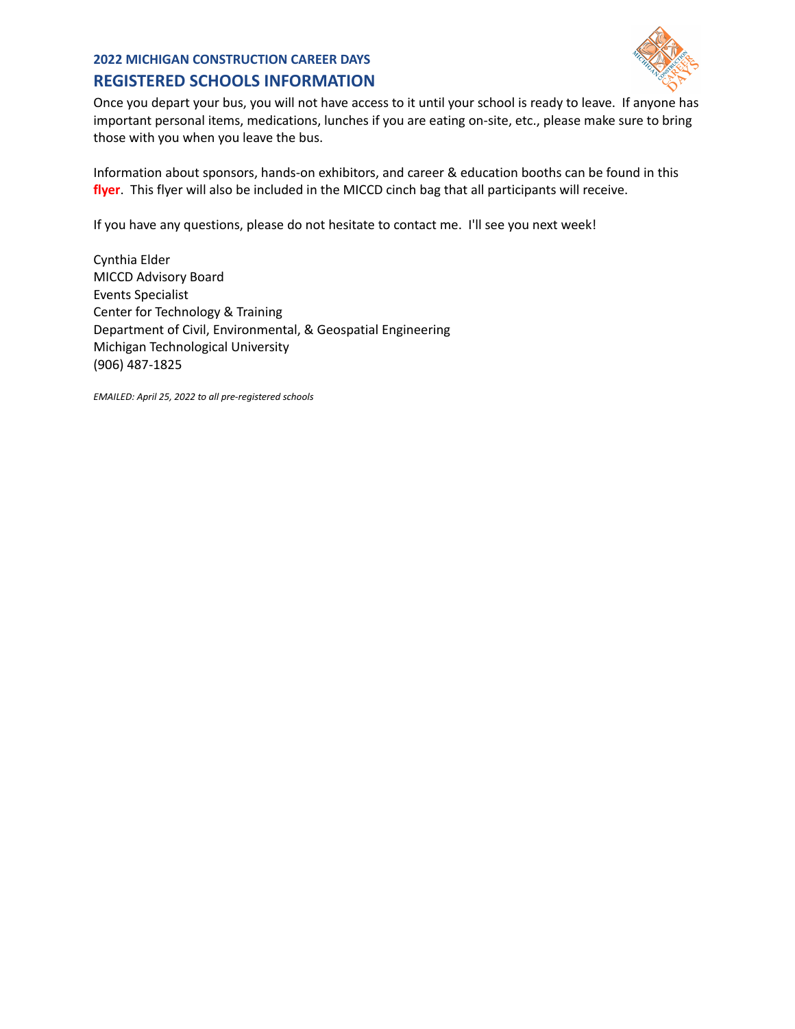## 2022 MICHIGAN CONSTRUCTION CAREER DAYS

## REGISTERED SCHOOLS INFORMATION

Once you depart your bus, you will not have access to it until your school is ready to leave. If anyone has important personal items, medications, lunches if you are eating on-site, etc., please make sure to bring those with you when you leave the bus.

Information about sponsors, hands-on exhibitors, and career & education booths can be found in this **flyer**. This flyer will also be included in the MICCD cinch bag that all participants will receive.

If you have any questions, please do not hesitate to contact me. I'll see you next week!

Cynthia Elder
MICCD Advisory Board
Events Specialist
Center for Technology & Training
Department of Civil, Environmental, & Geospatial Engineering
Michigan Technological University
(906) 487-1825

*EMAILED: April 25, 2022 to all pre-registered schools*